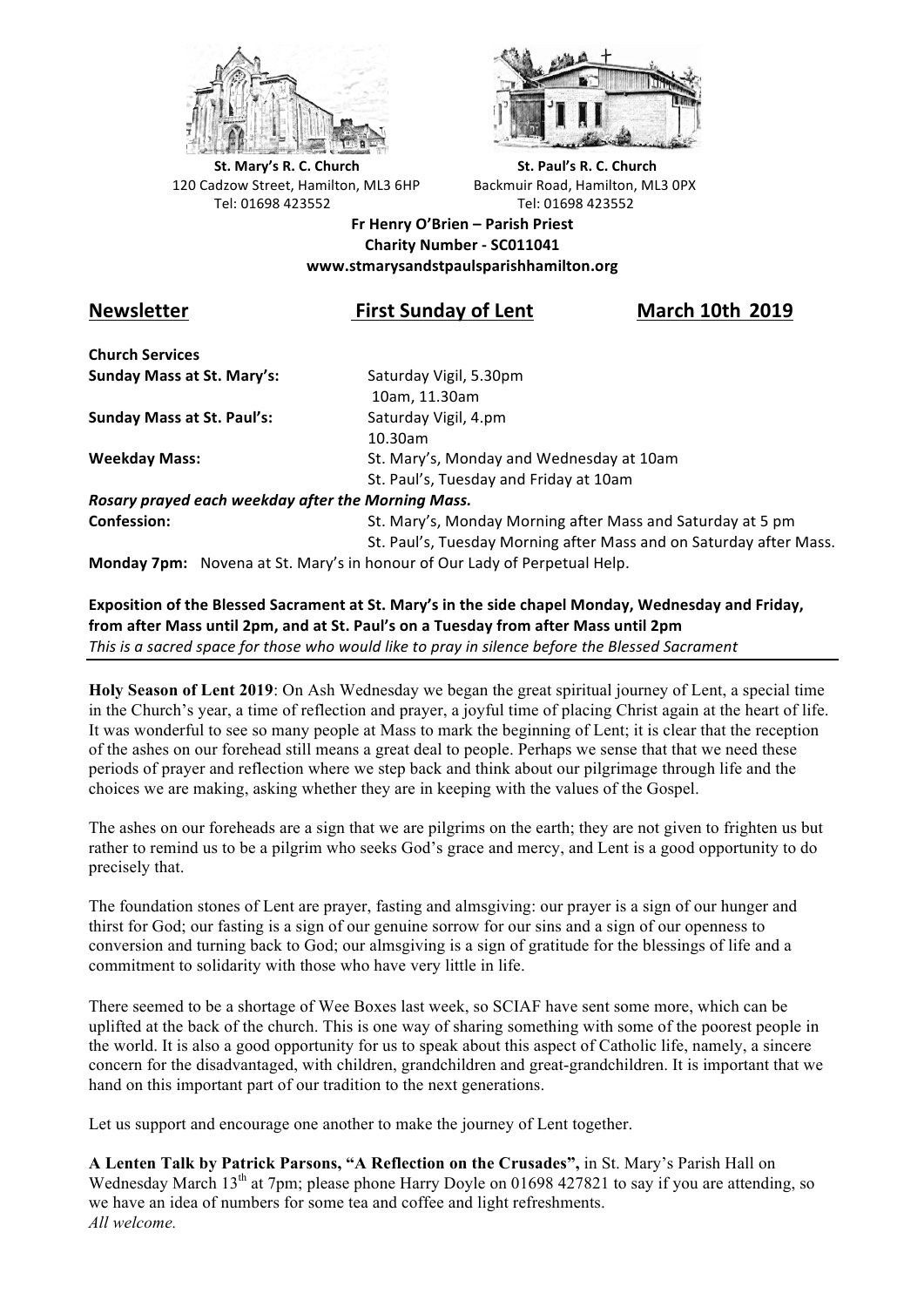**St. Mary's R. C. Church**
120 Cadzow Street, Hamilton, ML3 6HP
Tel: 01698 423552

**St. Paul's R. C. Church**
Backmuir Road, Hamilton, ML3 0PX
Tel: 01698 423552

**Fr Henry O'Brien – Parish Priest**
**Charity Number - SC011041**
**www.stmarysandstpaulsparishhamilton.org**

# Newsletter — First Sunday of Lent — March 10th 2019

**Church Services**

| | |
|---|---|
| **Sunday Mass at St. Mary's:** | Saturday Vigil, 5.30pm |
| | 10am, 11.30am |
| **Sunday Mass at St. Paul's:** | Saturday Vigil, 4.pm |
| | 10.30am |
| **Weekday Mass:** | St. Mary's, Monday and Wednesday at 10am |
| | St. Paul's, Tuesday and Friday at 10am |

***Rosary prayed each weekday after the Morning Mass.***

| | |
|---|---|
| **Confession:** | St. Mary's, Monday Morning after Mass and Saturday at 5 pm |
| | St. Paul's, Tuesday Morning after Mass and on Saturday after Mass. |

**Monday 7pm:** Novena at St. Mary's in honour of Our Lady of Perpetual Help.

**Exposition of the Blessed Sacrament at St. Mary's in the side chapel Monday, Wednesday and Friday, from after Mass until 2pm, and at St. Paul's on a Tuesday from after Mass until 2pm**
*This is a sacred space for those who would like to pray in silence before the Blessed Sacrament*

---

**Holy Season of Lent 2019**: On Ash Wednesday we began the great spiritual journey of Lent, a special time in the Church's year, a time of reflection and prayer, a joyful time of placing Christ again at the heart of life. It was wonderful to see so many people at Mass to mark the beginning of Lent; it is clear that the reception of the ashes on our forehead still means a great deal to people. Perhaps we sense that that we need these periods of prayer and reflection where we step back and think about our pilgrimage through life and the choices we are making, asking whether they are in keeping with the values of the Gospel.

The ashes on our foreheads are a sign that we are pilgrims on the earth; they are not given to frighten us but rather to remind us to be a pilgrim who seeks God's grace and mercy, and Lent is a good opportunity to do precisely that.

The foundation stones of Lent are prayer, fasting and almsgiving: our prayer is a sign of our hunger and thirst for God; our fasting is a sign of our genuine sorrow for our sins and a sign of our openness to conversion and turning back to God; our almsgiving is a sign of gratitude for the blessings of life and a commitment to solidarity with those who have very little in life.

There seemed to be a shortage of Wee Boxes last week, so SCIAF have sent some more, which can be uplifted at the back of the church. This is one way of sharing something with some of the poorest people in the world. It is also a good opportunity for us to speak about this aspect of Catholic life, namely, a sincere concern for the disadvantaged, with children, grandchildren and great-grandchildren. It is important that we hand on this important part of our tradition to the next generations.

Let us support and encourage one another to make the journey of Lent together.

**A Lenten Talk by Patrick Parsons, "A Reflection on the Crusades",** in St. Mary's Parish Hall on Wednesday March 13th at 7pm; please phone Harry Doyle on 01698 427821 to say if you are attending, so we have an idea of numbers for some tea and coffee and light refreshments.
*All welcome.*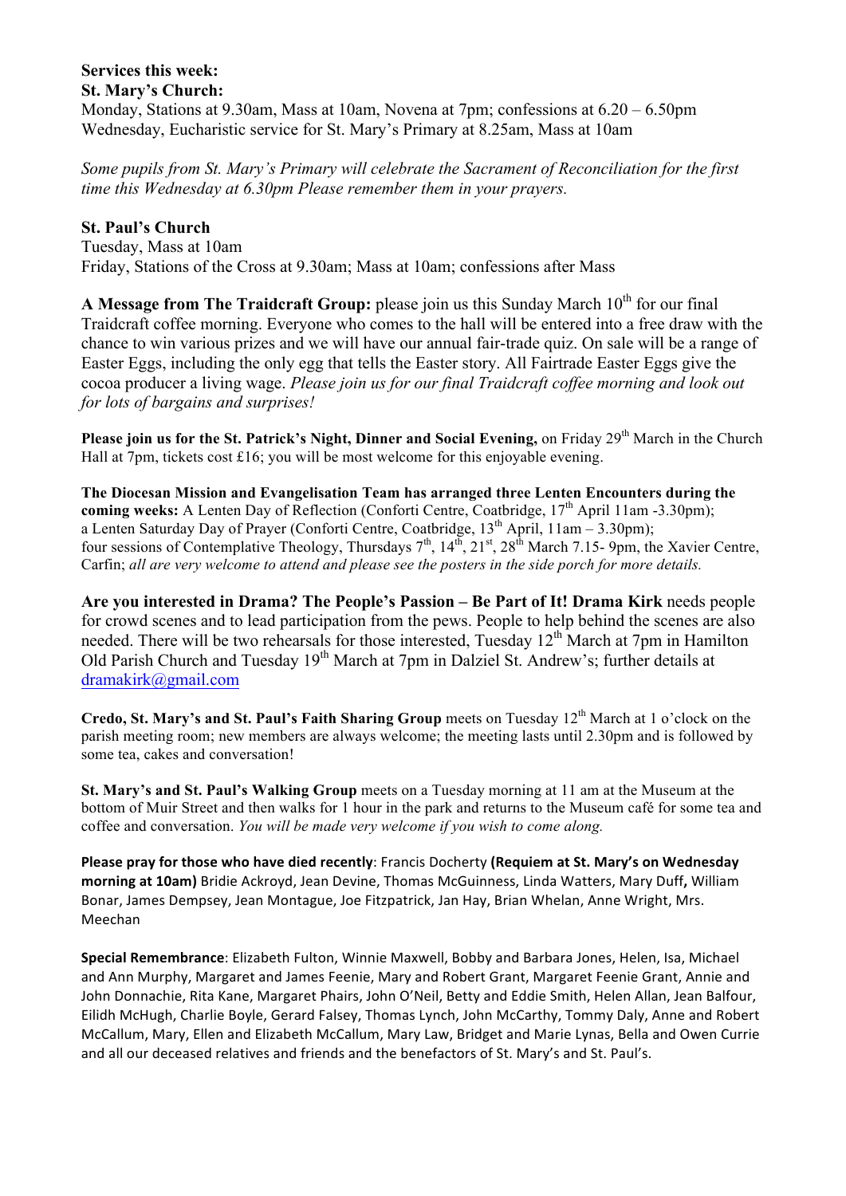**Services this week:**
**St. Mary's Church:**
Monday, Stations at 9.30am, Mass at 10am, Novena at 7pm; confessions at 6.20 – 6.50pm
Wednesday, Eucharistic service for St. Mary's Primary at 8.25am, Mass at 10am

*Some pupils from St. Mary's Primary will celebrate the Sacrament of Reconciliation for the first time this Wednesday at 6.30pm Please remember them in your prayers.*

**St. Paul's Church**
Tuesday, Mass at 10am
Friday, Stations of the Cross at 9.30am; Mass at 10am; confessions after Mass

**A Message from The Traidcraft Group:** please join us this Sunday March 10th for our final Traidcraft coffee morning. Everyone who comes to the hall will be entered into a free draw with the chance to win various prizes and we will have our annual fair-trade quiz. On sale will be a range of Easter Eggs, including the only egg that tells the Easter story. All Fairtrade Easter Eggs give the cocoa producer a living wage. *Please join us for our final Traidcraft coffee morning and look out for lots of bargains and surprises!*

**Please join us for the St. Patrick's Night, Dinner and Social Evening,** on Friday 29th March in the Church Hall at 7pm, tickets cost £16; you will be most welcome for this enjoyable evening.

**The Diocesan Mission and Evangelisation Team has arranged three Lenten Encounters during the coming weeks:** A Lenten Day of Reflection (Conforti Centre, Coatbridge, 17th April 11am -3.30pm); a Lenten Saturday Day of Prayer (Conforti Centre, Coatbridge, 13th April, 11am – 3.30pm); four sessions of Contemplative Theology, Thursdays 7th, 14th, 21st, 28th March 7.15- 9pm, the Xavier Centre, Carfin; *all are very welcome to attend and please see the posters in the side porch for more details.*

**Are you interested in Drama? The People's Passion – Be Part of It! Drama Kirk** needs people for crowd scenes and to lead participation from the pews. People to help behind the scenes are also needed. There will be two rehearsals for those interested, Tuesday 12th March at 7pm in Hamilton Old Parish Church and Tuesday 19th March at 7pm in Dalziel St. Andrew's; further details at dramakirk@gmail.com

**Credo, St. Mary's and St. Paul's Faith Sharing Group** meets on Tuesday 12th March at 1 o'clock on the parish meeting room; new members are always welcome; the meeting lasts until 2.30pm and is followed by some tea, cakes and conversation!

**St. Mary's and St. Paul's Walking Group** meets on a Tuesday morning at 11 am at the Museum at the bottom of Muir Street and then walks for 1 hour in the park and returns to the Museum café for some tea and coffee and conversation. *You will be made very welcome if you wish to come along.*

**Please pray for those who have died recently**: Francis Docherty **(Requiem at St. Mary's on Wednesday morning at 10am)** Bridie Ackroyd, Jean Devine, Thomas McGuinness, Linda Watters, Mary Duff**,** William Bonar, James Dempsey, Jean Montague, Joe Fitzpatrick, Jan Hay, Brian Whelan, Anne Wright, Mrs. Meechan

**Special Remembrance**: Elizabeth Fulton, Winnie Maxwell, Bobby and Barbara Jones, Helen, Isa, Michael and Ann Murphy, Margaret and James Feenie, Mary and Robert Grant, Margaret Feenie Grant, Annie and John Donnachie, Rita Kane, Margaret Phairs, John O'Neil, Betty and Eddie Smith, Helen Allan, Jean Balfour, Eilidh McHugh, Charlie Boyle, Gerard Falsey, Thomas Lynch, John McCarthy, Tommy Daly, Anne and Robert McCallum, Mary, Ellen and Elizabeth McCallum, Mary Law, Bridget and Marie Lynas, Bella and Owen Currie and all our deceased relatives and friends and the benefactors of St. Mary's and St. Paul's.